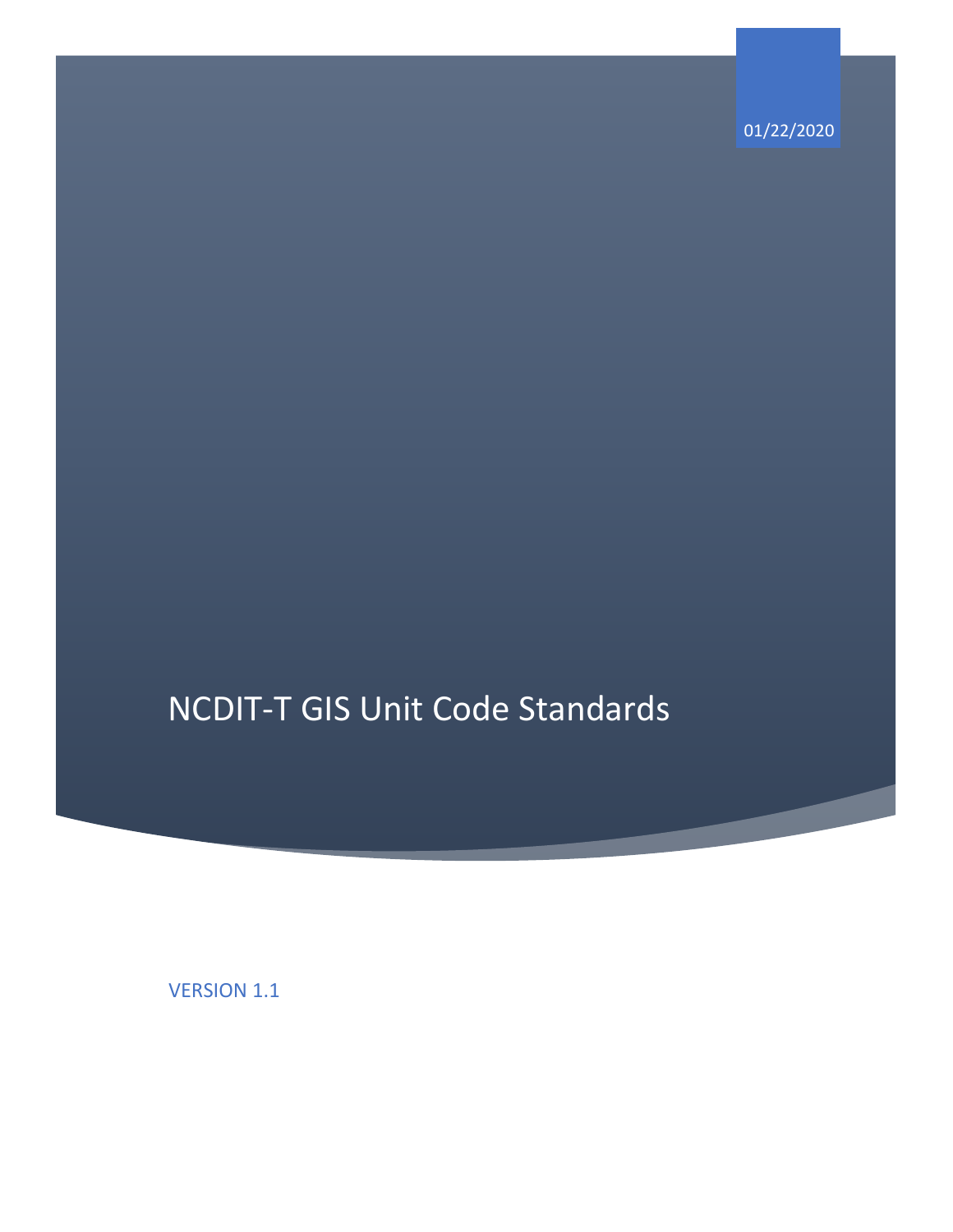01/22/2020

# NCDIT-T GIS Unit Code Standards

VERSION 1.1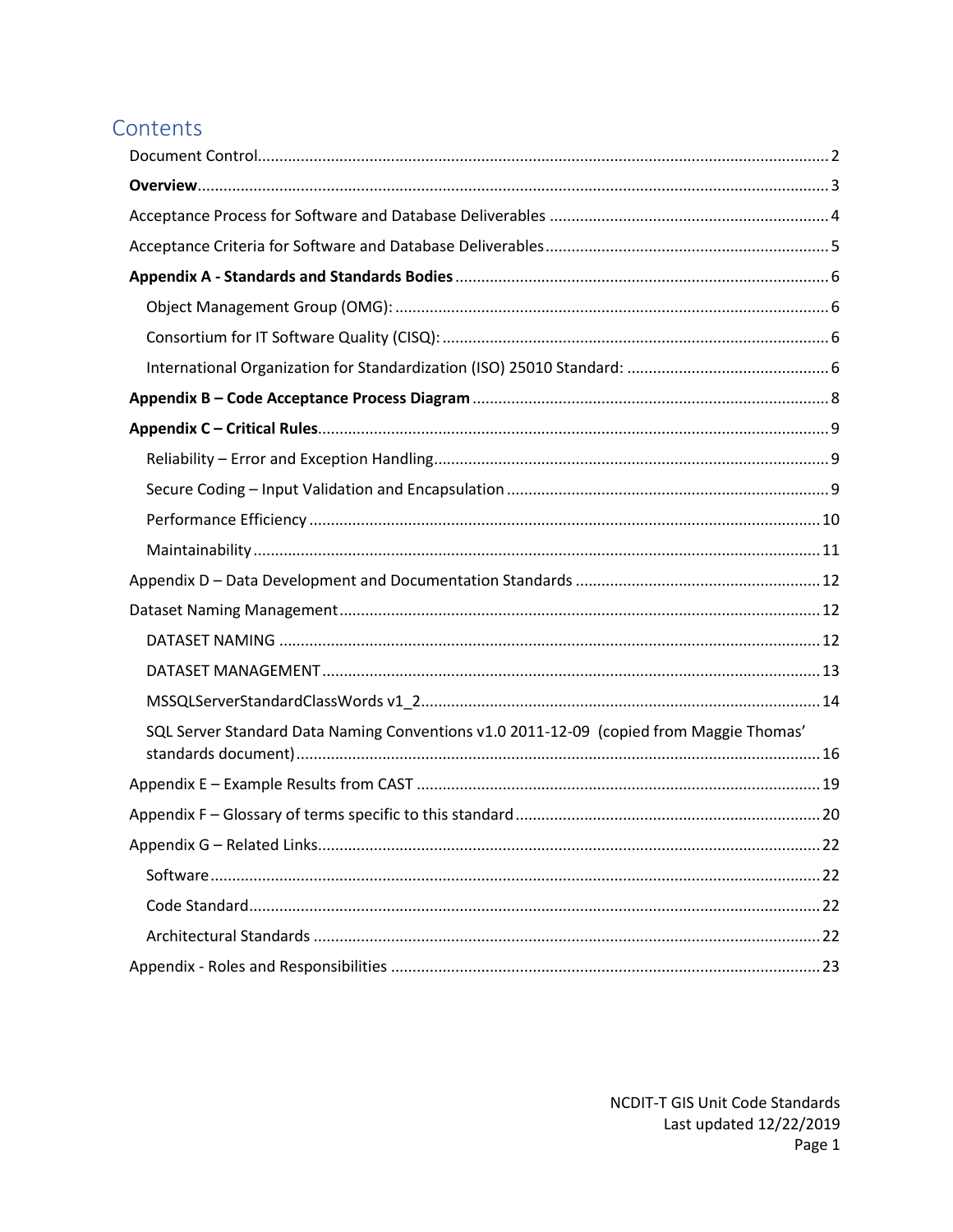# Contents

Document Control....................2

**Overview**....................3

Acceptance Process for Software and Database Deliverables....................4

Acceptance Criteria for Software and Database Deliverables....................5

**Appendix A - Standards and Standards Bodies**....................6

- Object Management Group (OMG):....................6
- Consortium for IT Software Quality (CISQ):....................6
- International Organization for Standardization (ISO) 25010 Standard:....................6

**Appendix B – Code Acceptance Process Diagram**....................8

**Appendix C – Critical Rules**....................9

- Reliability – Error and Exception Handling....................9
- Secure Coding – Input Validation and Encapsulation....................9
- Performance Efficiency....................10
- Maintainability....................11

Appendix D – Data Development and Documentation Standards....................12

Dataset Naming Management....................12

- DATASET NAMING....................12
- DATASET MANAGEMENT....................13
- MSSQLServerStandardClassWords v1_2....................14
- SQL Server Standard Data Naming Conventions v1.0 2011-12-09 (copied from Maggie Thomas' standards document)....................16

Appendix E – Example Results from CAST....................19

Appendix F – Glossary of terms specific to this standard....................20

Appendix G – Related Links....................22

- Software....................22
- Code Standard....................22
- Architectural Standards....................22

Appendix - Roles and Responsibilities....................23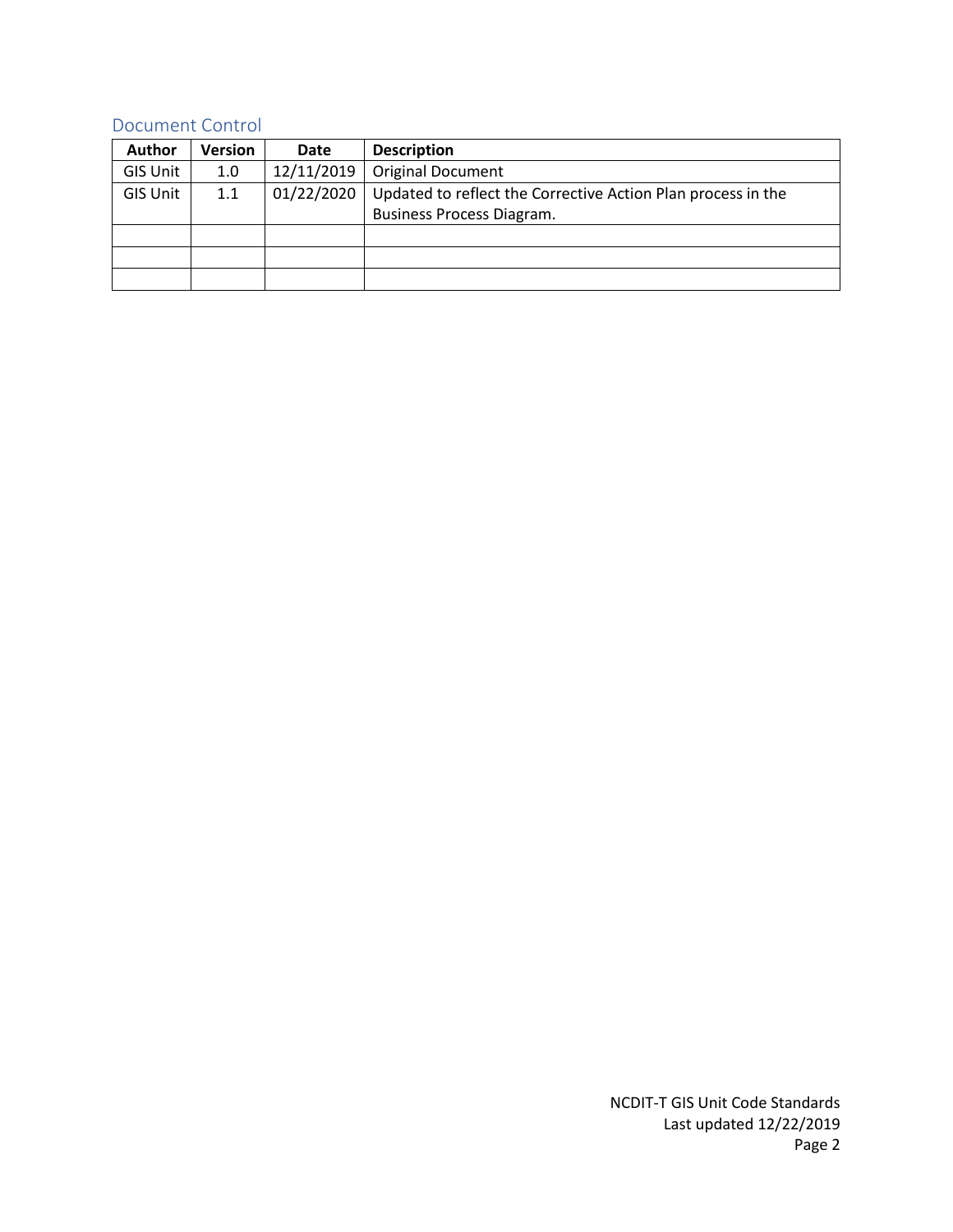## Document Control

| Author | Version | Date | Description |
| --- | --- | --- | --- |
| GIS Unit | 1.0 | 12/11/2019 | Original Document |
| GIS Unit | 1.1 | 01/22/2020 | Updated to reflect the Corrective Action Plan process in the Business Process Diagram. |
| | | | |
| | | | |
| | | | |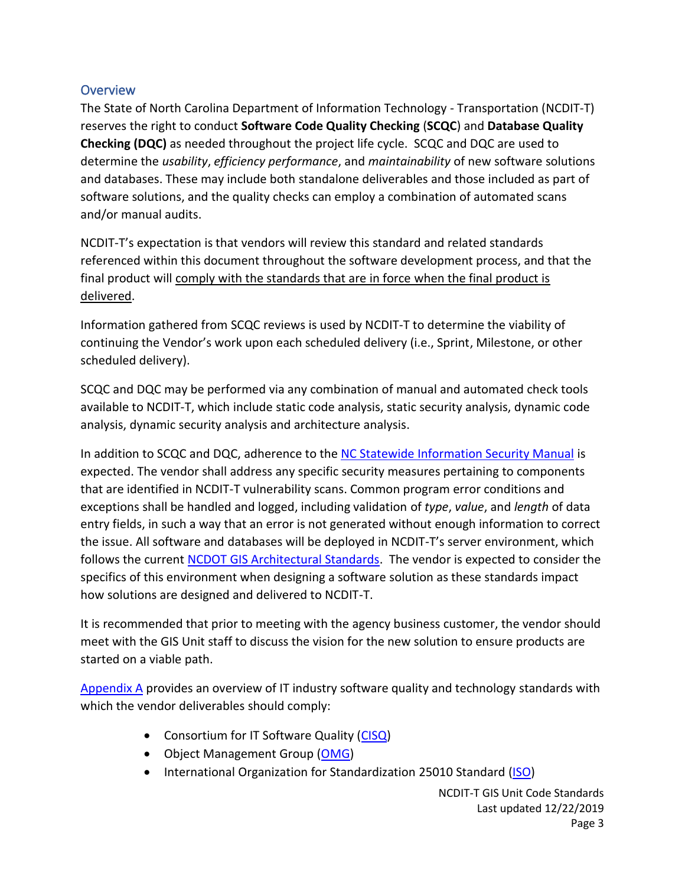## Overview

The State of North Carolina Department of Information Technology - Transportation (NCDIT-T) reserves the right to conduct **Software Code Quality Checking** (**SCQC**) and **Database Quality Checking (DQC)** as needed throughout the project life cycle. SCQC and DQC are used to determine the *usability*, *efficiency performance*, and *maintainability* of new software solutions and databases. These may include both standalone deliverables and those included as part of software solutions, and the quality checks can employ a combination of automated scans and/or manual audits.

NCDIT-T's expectation is that vendors will review this standard and related standards referenced within this document throughout the software development process, and that the final product will <u>comply with the standards that are in force when the final product is delivered</u>.

Information gathered from SCQC reviews is used by NCDIT-T to determine the viability of continuing the Vendor's work upon each scheduled delivery (i.e., Sprint, Milestone, or other scheduled delivery).

SCQC and DQC may be performed via any combination of manual and automated check tools available to NCDIT-T, which include static code analysis, static security analysis, dynamic code analysis, dynamic security analysis and architecture analysis.

In addition to SCQC and DQC, adherence to the NC Statewide Information Security Manual is expected. The vendor shall address any specific security measures pertaining to components that are identified in NCDIT-T vulnerability scans. Common program error conditions and exceptions shall be handled and logged, including validation of *type*, *value*, and *length* of data entry fields, in such a way that an error is not generated without enough information to correct the issue. All software and databases will be deployed in NCDIT-T's server environment, which follows the current NCDOT GIS Architectural Standards. The vendor is expected to consider the specifics of this environment when designing a software solution as these standards impact how solutions are designed and delivered to NCDIT-T.

It is recommended that prior to meeting with the agency business customer, the vendor should meet with the GIS Unit staff to discuss the vision for the new solution to ensure products are started on a viable path.

Appendix A provides an overview of IT industry software quality and technology standards with which the vendor deliverables should comply:

- Consortium for IT Software Quality (CISQ)
- Object Management Group (OMG)
- International Organization for Standardization 25010 Standard (ISO)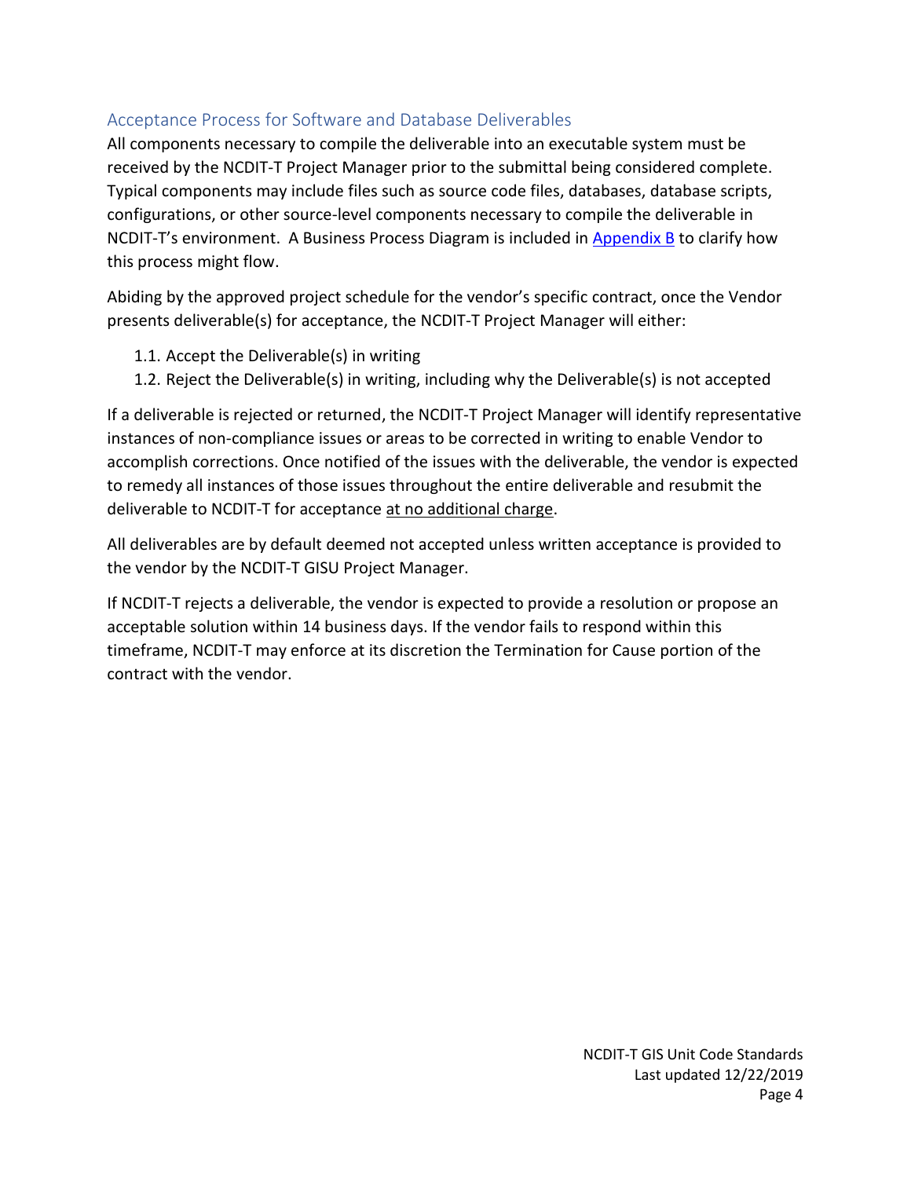## Acceptance Process for Software and Database Deliverables

All components necessary to compile the deliverable into an executable system must be received by the NCDIT-T Project Manager prior to the submittal being considered complete. Typical components may include files such as source code files, databases, database scripts, configurations, or other source-level components necessary to compile the deliverable in NCDIT-T's environment. A Business Process Diagram is included in [Appendix B](#) to clarify how this process might flow.

Abiding by the approved project schedule for the vendor's specific contract, once the Vendor presents deliverable(s) for acceptance, the NCDIT-T Project Manager will either:

1.1. Accept the Deliverable(s) in writing
1.2. Reject the Deliverable(s) in writing, including why the Deliverable(s) is not accepted

If a deliverable is rejected or returned, the NCDIT-T Project Manager will identify representative instances of non-compliance issues or areas to be corrected in writing to enable Vendor to accomplish corrections. Once notified of the issues with the deliverable, the vendor is expected to remedy all instances of those issues throughout the entire deliverable and resubmit the deliverable to NCDIT-T for acceptance <u>at no additional charge</u>.

All deliverables are by default deemed not accepted unless written acceptance is provided to the vendor by the NCDIT-T GISU Project Manager.

If NCDIT-T rejects a deliverable, the vendor is expected to provide a resolution or propose an acceptable solution within 14 business days. If the vendor fails to respond within this timeframe, NCDIT-T may enforce at its discretion the Termination for Cause portion of the contract with the vendor.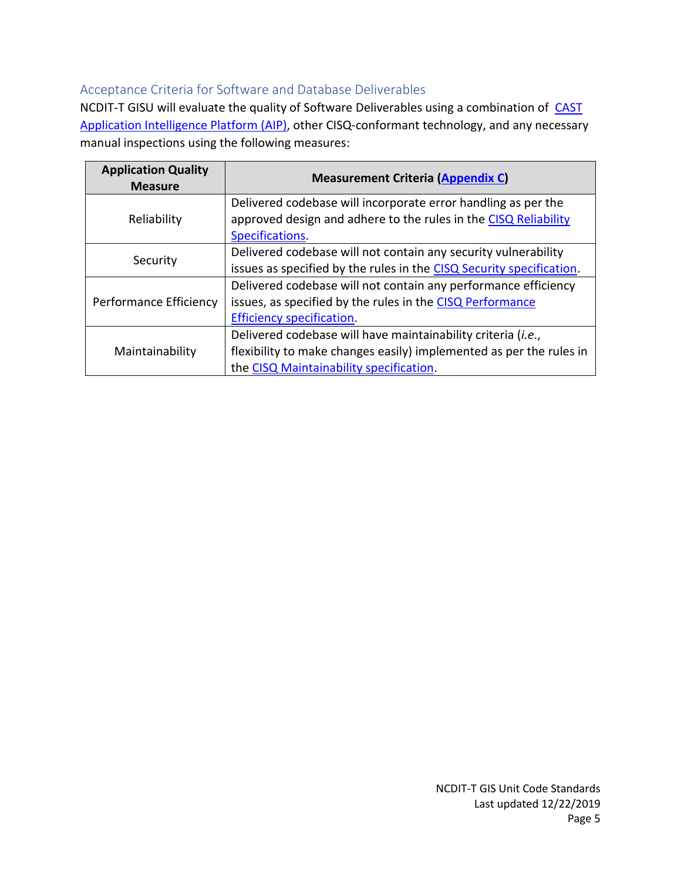## Acceptance Criteria for Software and Database Deliverables

NCDIT-T GISU will evaluate the quality of Software Deliverables using a combination of [CAST Application Intelligence Platform (AIP)](), other CISQ-conformant technology, and any necessary manual inspections using the following measures:

| Application Quality Measure | Measurement Criteria (Appendix C) |
|---|---|
| Reliability | Delivered codebase will incorporate error handling as per the approved design and adhere to the rules in the CISQ Reliability Specifications. |
| Security | Delivered codebase will not contain any security vulnerability issues as specified by the rules in the CISQ Security specification. |
| Performance Efficiency | Delivered codebase will not contain any performance efficiency issues, as specified by the rules in the CISQ Performance Efficiency specification. |
| Maintainability | Delivered codebase will have maintainability criteria (*i.e.*, flexibility to make changes easily) implemented as per the rules in the CISQ Maintainability specification. |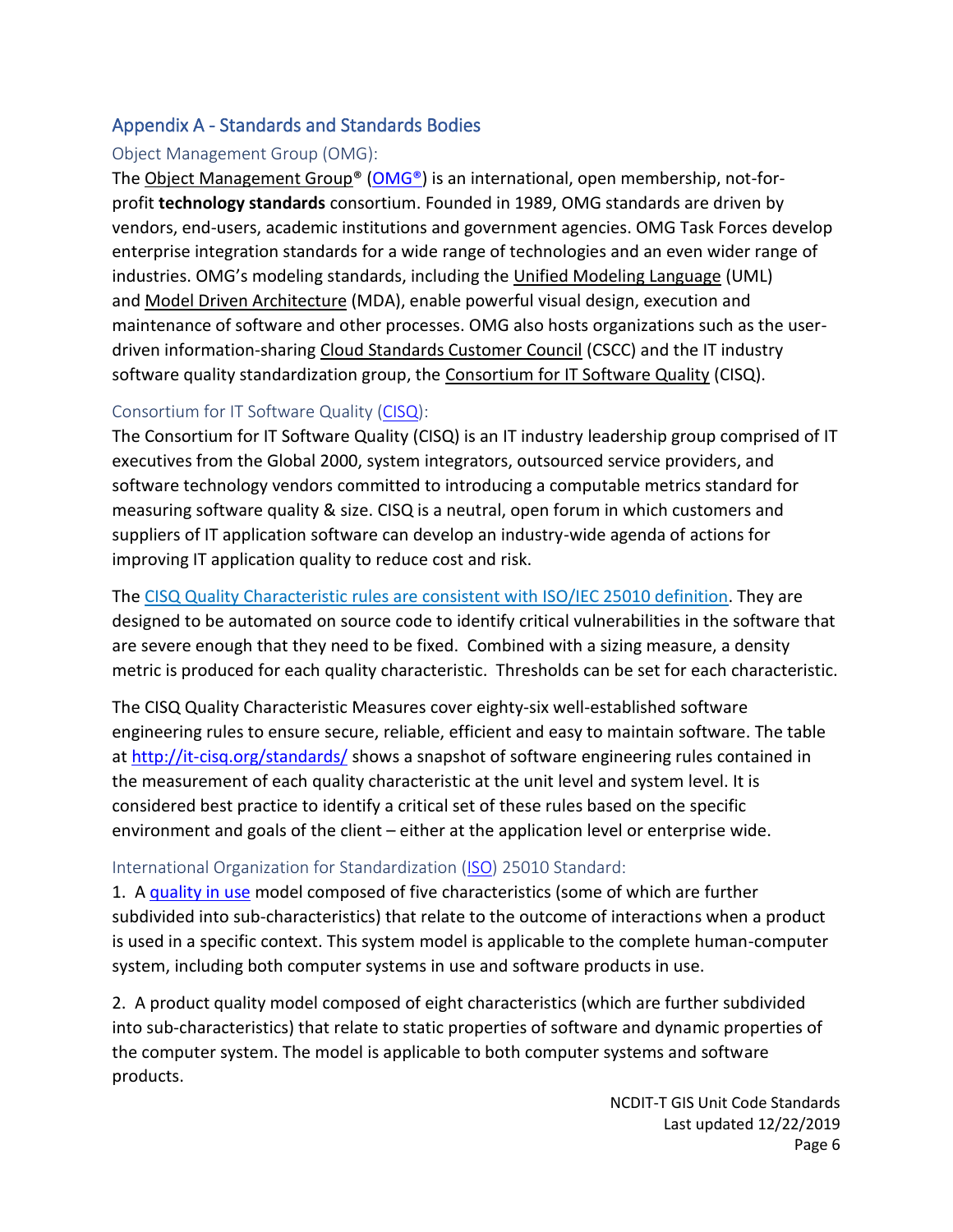## Appendix A - Standards and Standards Bodies

### Object Management Group (OMG):

The Object Management Group® (OMG®) is an international, open membership, not-for-profit **technology standards** consortium. Founded in 1989, OMG standards are driven by vendors, end-users, academic institutions and government agencies. OMG Task Forces develop enterprise integration standards for a wide range of technologies and an even wider range of industries. OMG's modeling standards, including the Unified Modeling Language (UML) and Model Driven Architecture (MDA), enable powerful visual design, execution and maintenance of software and other processes. OMG also hosts organizations such as the user-driven information-sharing Cloud Standards Customer Council (CSCC) and the IT industry software quality standardization group, the Consortium for IT Software Quality (CISQ).

### Consortium for IT Software Quality (CISQ):

The Consortium for IT Software Quality (CISQ) is an IT industry leadership group comprised of IT executives from the Global 2000, system integrators, outsourced service providers, and software technology vendors committed to introducing a computable metrics standard for measuring software quality & size. CISQ is a neutral, open forum in which customers and suppliers of IT application software can develop an industry-wide agenda of actions for improving IT application quality to reduce cost and risk.

The CISQ Quality Characteristic rules are consistent with ISO/IEC 25010 definition. They are designed to be automated on source code to identify critical vulnerabilities in the software that are severe enough that they need to be fixed. Combined with a sizing measure, a density metric is produced for each quality characteristic. Thresholds can be set for each characteristic.

The CISQ Quality Characteristic Measures cover eighty-six well-established software engineering rules to ensure secure, reliable, efficient and easy to maintain software. The table at http://it-cisq.org/standards/ shows a snapshot of software engineering rules contained in the measurement of each quality characteristic at the unit level and system level. It is considered best practice to identify a critical set of these rules based on the specific environment and goals of the client – either at the application level or enterprise wide.

### International Organization for Standardization (ISO) 25010 Standard:

1. A quality in use model composed of five characteristics (some of which are further subdivided into sub-characteristics) that relate to the outcome of interactions when a product is used in a specific context. This system model is applicable to the complete human-computer system, including both computer systems in use and software products in use.

2. A product quality model composed of eight characteristics (which are further subdivided into sub-characteristics) that relate to static properties of software and dynamic properties of the computer system. The model is applicable to both computer systems and software products.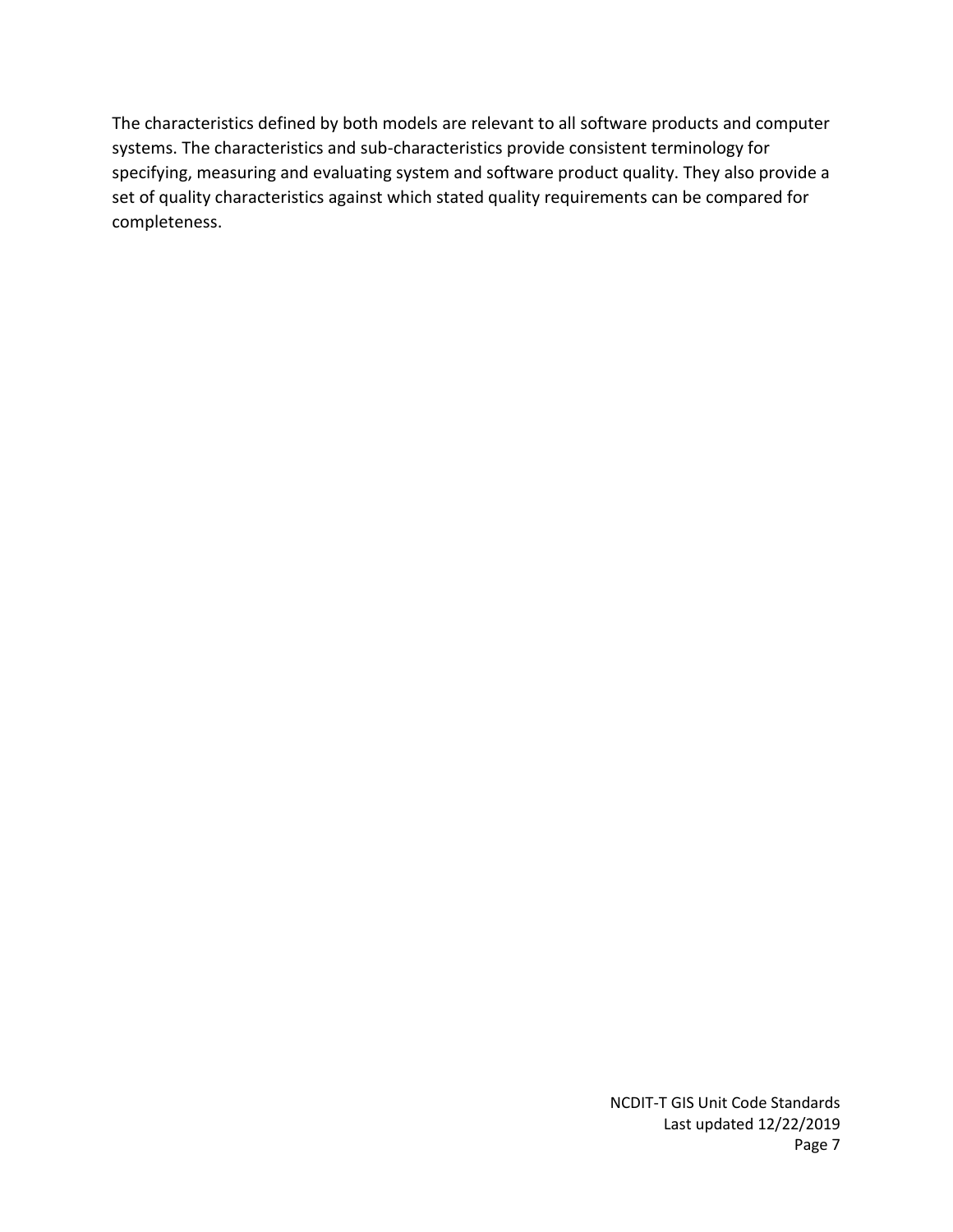The characteristics defined by both models are relevant to all software products and computer systems. The characteristics and sub-characteristics provide consistent terminology for specifying, measuring and evaluating system and software product quality. They also provide a set of quality characteristics against which stated quality requirements can be compared for completeness.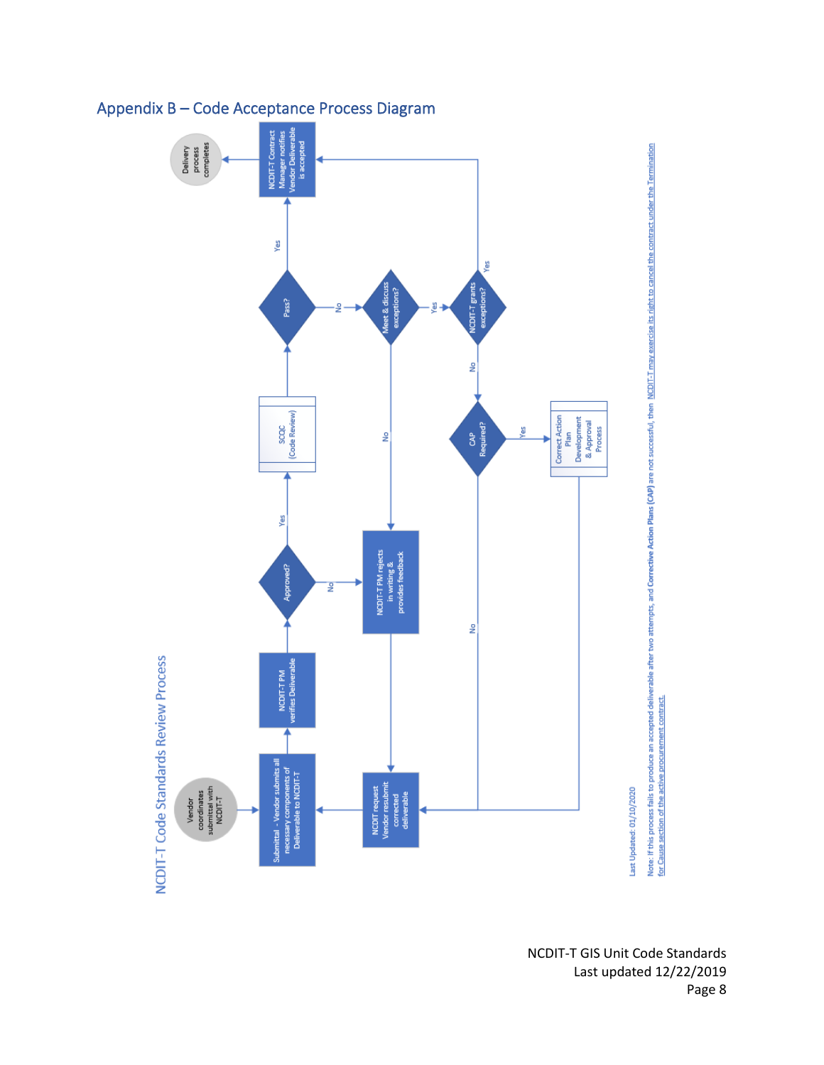## Appendix B – Code Acceptance Process Diagram

NCDIT-T Code Standards Review Process

- Vendor coordinates submittal with NCDIT-T
- Submittal - Vendor submits all necessary components of Deliverable to NCDIT-T
- NCDIT-T PM verifies Deliverable
- Approved?
  - No → NCDIT-T PM rejects in writing & provides feedback → NCDIT request Vendor resubmit corrected deliverable → Submittal
  - Yes → SCQC (Code Review)
- Pass?
  - Yes → NCDIT-T Contract Manager notifies Vendor Deliverable is accepted → Delivery process completes
  - No → Meet & discuss exceptions?
- Meet & discuss exceptions?
  - No → NCDIT-T PM rejects in writing & provides feedback
  - Yes → NCDIT-T grants exceptions?
- NCDIT-T grants exceptions?
  - Yes → NCDIT-T Contract Manager notifies Vendor Deliverable is accepted
  - No → CAP Required?
- CAP Required?
  - Yes → Correct Action Plan Development & Approval Process → NCDIT request Vendor resubmit corrected deliverable
  - No → NCDIT request Vendor resubmit corrected deliverable

Last Updated: 01/10/2020

Note: If this process fails to produce an accepted deliverable after two attempts, and **Corrective Action Plans (CAP)** are not successful, then NCDIT-T may exercise its right to cancel the contract under the Termination for Cause section of the active procurement contract.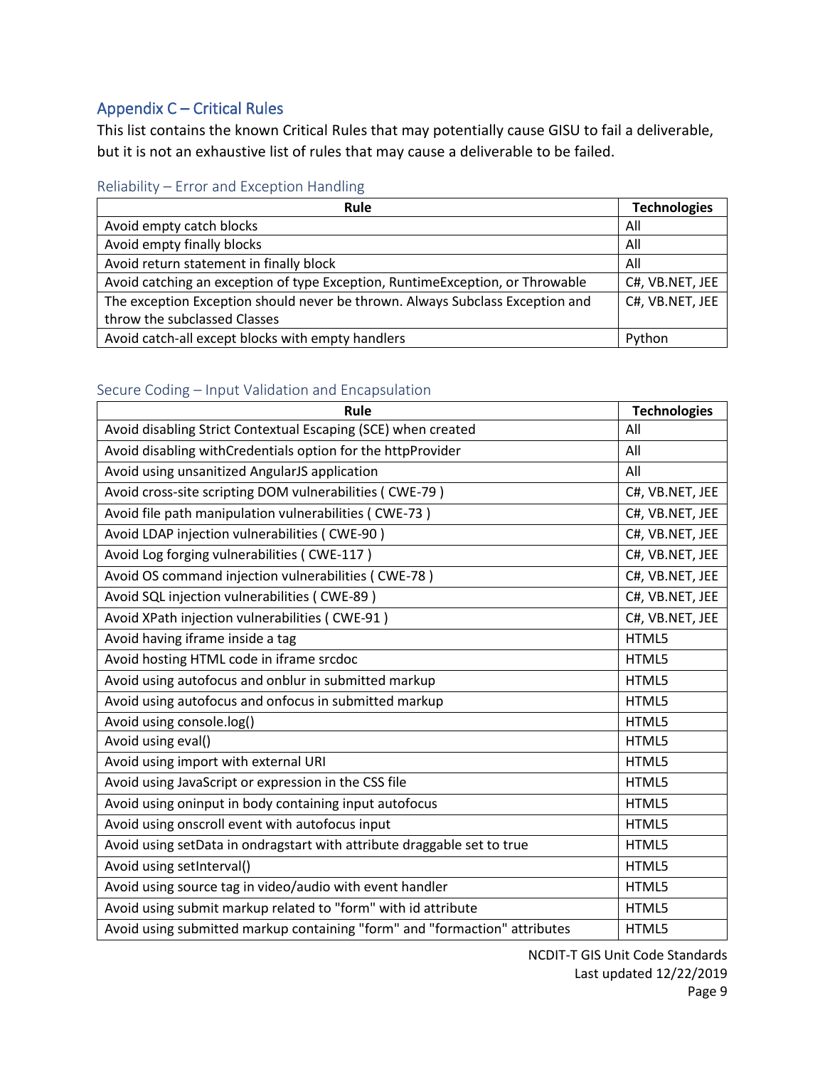## Appendix C – Critical Rules

This list contains the known Critical Rules that may potentially cause GISU to fail a deliverable, but it is not an exhaustive list of rules that may cause a deliverable to be failed.

### Reliability – Error and Exception Handling

| Rule | Technologies |
|---|---|
| Avoid empty catch blocks | All |
| Avoid empty finally blocks | All |
| Avoid return statement in finally block | All |
| Avoid catching an exception of type Exception, RuntimeException, or Throwable | C#, VB.NET, JEE |
| The exception Exception should never be thrown. Always Subclass Exception and throw the subclassed Classes | C#, VB.NET, JEE |
| Avoid catch-all except blocks with empty handlers | Python |

### Secure Coding – Input Validation and Encapsulation

| Rule | Technologies |
|---|---|
| Avoid disabling Strict Contextual Escaping (SCE) when created | All |
| Avoid disabling withCredentials option for the httpProvider | All |
| Avoid using unsanitized AngularJS application | All |
| Avoid cross-site scripting DOM vulnerabilities ( CWE-79 ) | C#, VB.NET, JEE |
| Avoid file path manipulation vulnerabilities ( CWE-73 ) | C#, VB.NET, JEE |
| Avoid LDAP injection vulnerabilities ( CWE-90 ) | C#, VB.NET, JEE |
| Avoid Log forging vulnerabilities ( CWE-117 ) | C#, VB.NET, JEE |
| Avoid OS command injection vulnerabilities ( CWE-78 ) | C#, VB.NET, JEE |
| Avoid SQL injection vulnerabilities ( CWE-89 ) | C#, VB.NET, JEE |
| Avoid XPath injection vulnerabilities ( CWE-91 ) | C#, VB.NET, JEE |
| Avoid having iframe inside a tag | HTML5 |
| Avoid hosting HTML code in iframe srcdoc | HTML5 |
| Avoid using autofocus and onblur in submitted markup | HTML5 |
| Avoid using autofocus and onfocus in submitted markup | HTML5 |
| Avoid using console.log() | HTML5 |
| Avoid using eval() | HTML5 |
| Avoid using import with external URI | HTML5 |
| Avoid using JavaScript or expression in the CSS file | HTML5 |
| Avoid using oninput in body containing input autofocus | HTML5 |
| Avoid using onscroll event with autofocus input | HTML5 |
| Avoid using setData in ondragstart with attribute draggable set to true | HTML5 |
| Avoid using setInterval() | HTML5 |
| Avoid using source tag in video/audio with event handler | HTML5 |
| Avoid using submit markup related to "form" with id attribute | HTML5 |
| Avoid using submitted markup containing "form" and "formaction" attributes | HTML5 |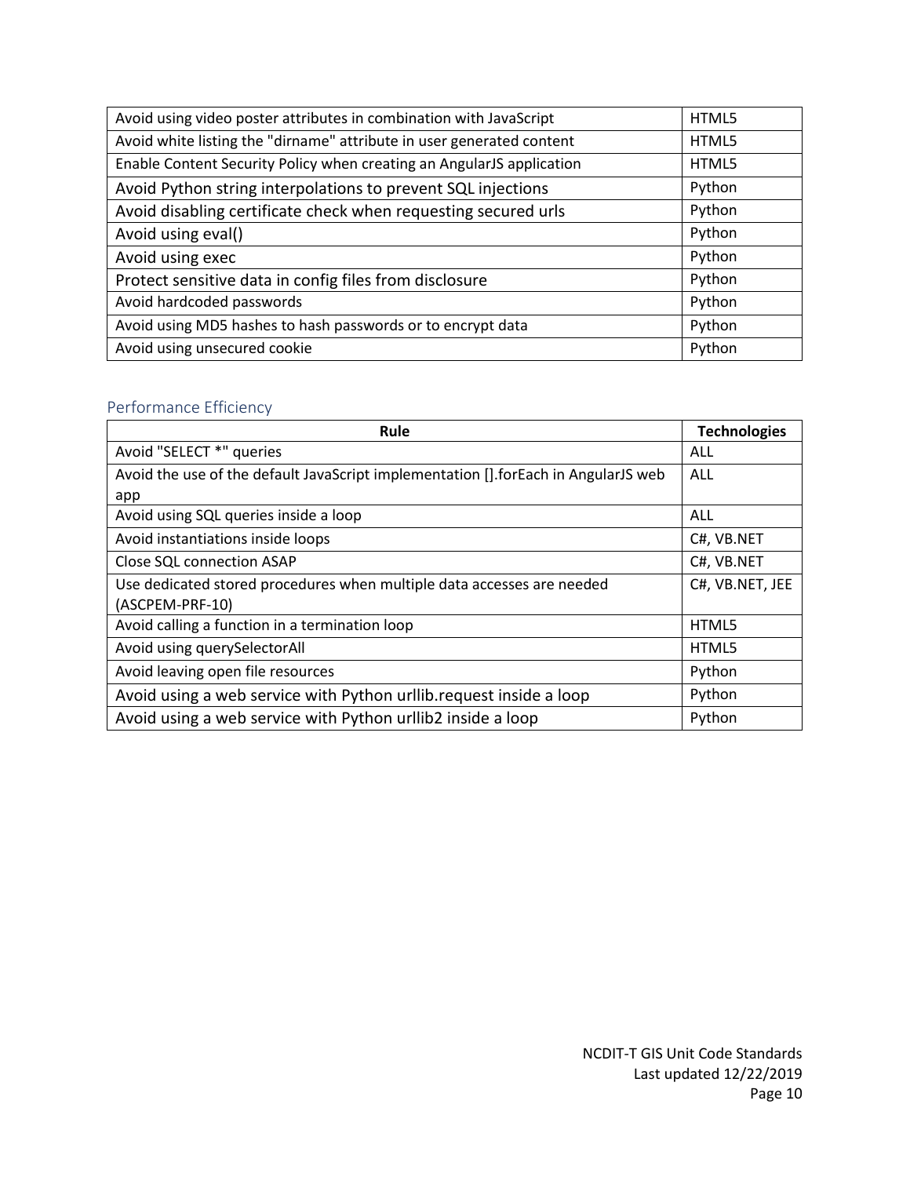| | |
|---|---|
| Avoid using video poster attributes in combination with JavaScript | HTML5 |
| Avoid white listing the "dirname" attribute in user generated content | HTML5 |
| Enable Content Security Policy when creating an AngularJS application | HTML5 |
| Avoid Python string interpolations to prevent SQL injections | Python |
| Avoid disabling certificate check when requesting secured urls | Python |
| Avoid using eval() | Python |
| Avoid using exec | Python |
| Protect sensitive data in config files from disclosure | Python |
| Avoid hardcoded passwords | Python |
| Avoid using MD5 hashes to hash passwords or to encrypt data | Python |
| Avoid using unsecured cookie | Python |

### Performance Efficiency

| Rule | Technologies |
|---|---|
| Avoid "SELECT *" queries | ALL |
| Avoid the use of the default JavaScript implementation [].forEach in AngularJS web app | ALL |
| Avoid using SQL queries inside a loop | ALL |
| Avoid instantiations inside loops | C#, VB.NET |
| Close SQL connection ASAP | C#, VB.NET |
| Use dedicated stored procedures when multiple data accesses are needed (ASCPEM-PRF-10) | C#, VB.NET, JEE |
| Avoid calling a function in a termination loop | HTML5 |
| Avoid using querySelectorAll | HTML5 |
| Avoid leaving open file resources | Python |
| Avoid using a web service with Python urllib.request inside a loop | Python |
| Avoid using a web service with Python urllib2 inside a loop | Python |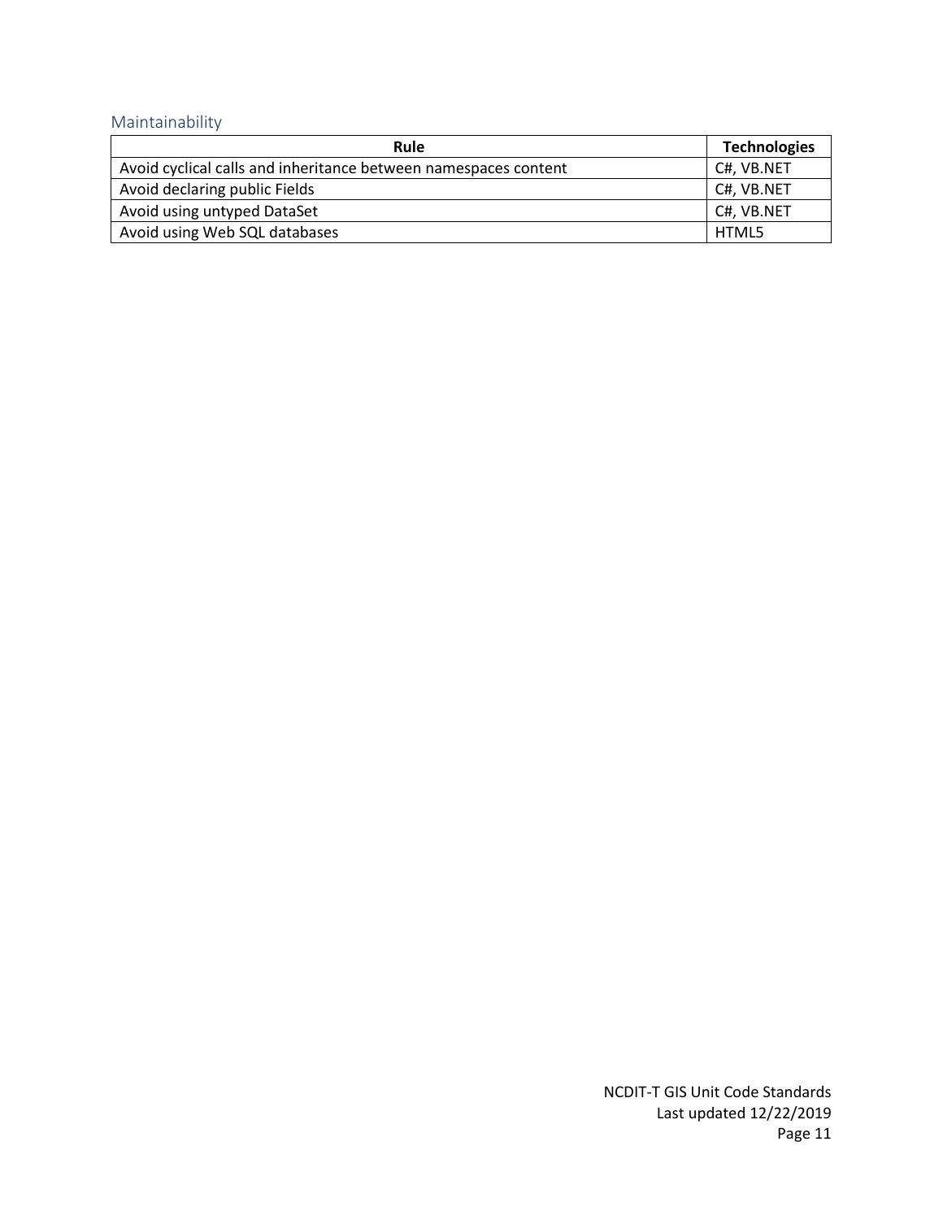## Maintainability

| Rule | Technologies |
| --- | --- |
| Avoid cyclical calls and inheritance between namespaces content | C#, VB.NET |
| Avoid declaring public Fields | C#, VB.NET |
| Avoid using untyped DataSet | C#, VB.NET |
| Avoid using Web SQL databases | HTML5 |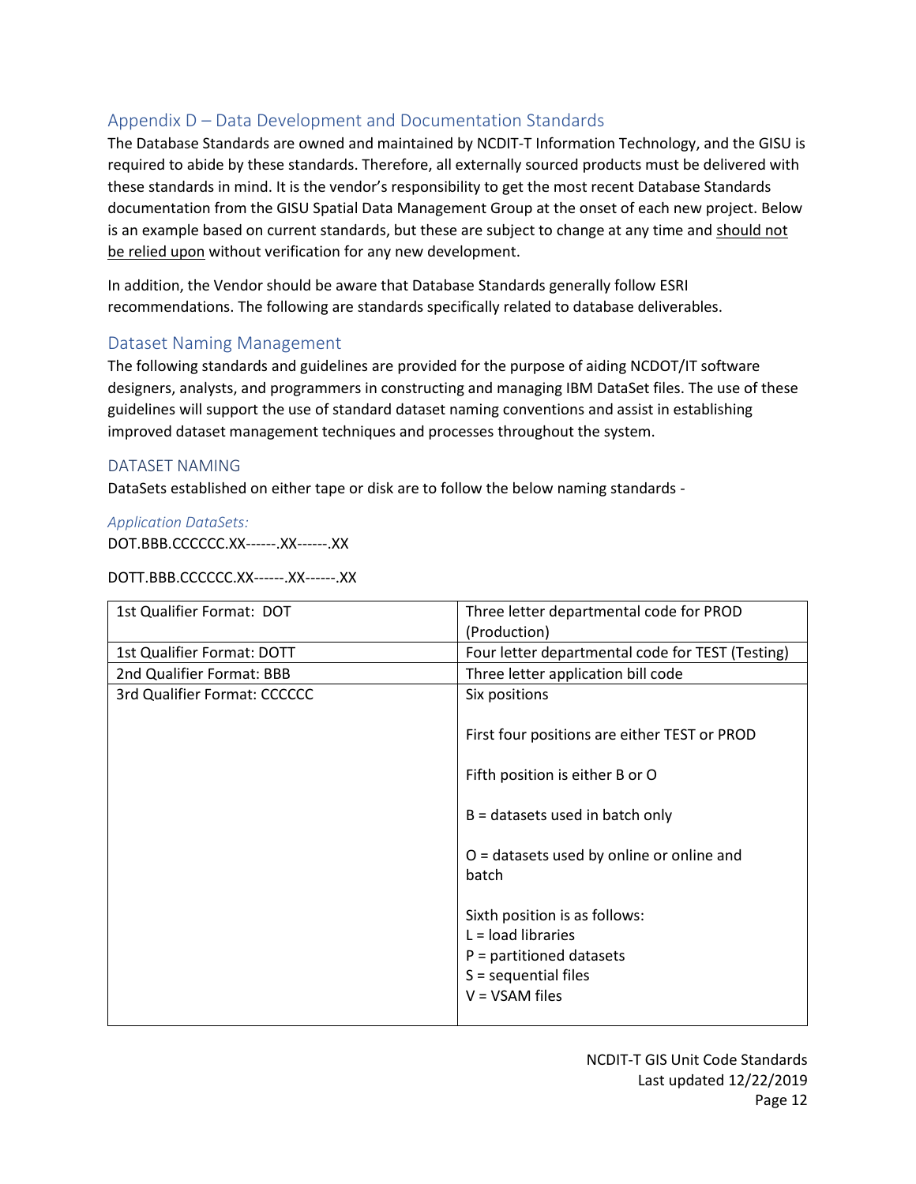## Appendix D – Data Development and Documentation Standards

The Database Standards are owned and maintained by NCDIT-T Information Technology, and the GISU is required to abide by these standards. Therefore, all externally sourced products must be delivered with these standards in mind. It is the vendor's responsibility to get the most recent Database Standards documentation from the GISU Spatial Data Management Group at the onset of each new project. Below is an example based on current standards, but these are subject to change at any time and should not be relied upon without verification for any new development.

In addition, the Vendor should be aware that Database Standards generally follow ESRI recommendations. The following are standards specifically related to database deliverables.

## Dataset Naming Management

The following standards and guidelines are provided for the purpose of aiding NCDOT/IT software designers, analysts, and programmers in constructing and managing IBM DataSet files. The use of these guidelines will support the use of standard dataset naming conventions and assist in establishing improved dataset management techniques and processes throughout the system.

### DATASET NAMING

DataSets established on either tape or disk are to follow the below naming standards -

*Application DataSets:*

DOT.BBB.CCCCCC.XX------.XX------.XX

DOTT.BBB.CCCCCC.XX------.XX------.XX

| 1st Qualifier Format: DOT | Three letter departmental code for PROD (Production) |
|---|---|
| 1st Qualifier Format: DOTT | Four letter departmental code for TEST (Testing) |
| 2nd Qualifier Format: BBB | Three letter application bill code |
| 3rd Qualifier Format: CCCCCC | Six positions<br><br>First four positions are either TEST or PROD<br><br>Fifth position is either B or O<br><br>B = datasets used in batch only<br><br>O = datasets used by online or online and batch<br><br>Sixth position is as follows:<br>L = load libraries<br>P = partitioned datasets<br>S = sequential files<br>V = VSAM files |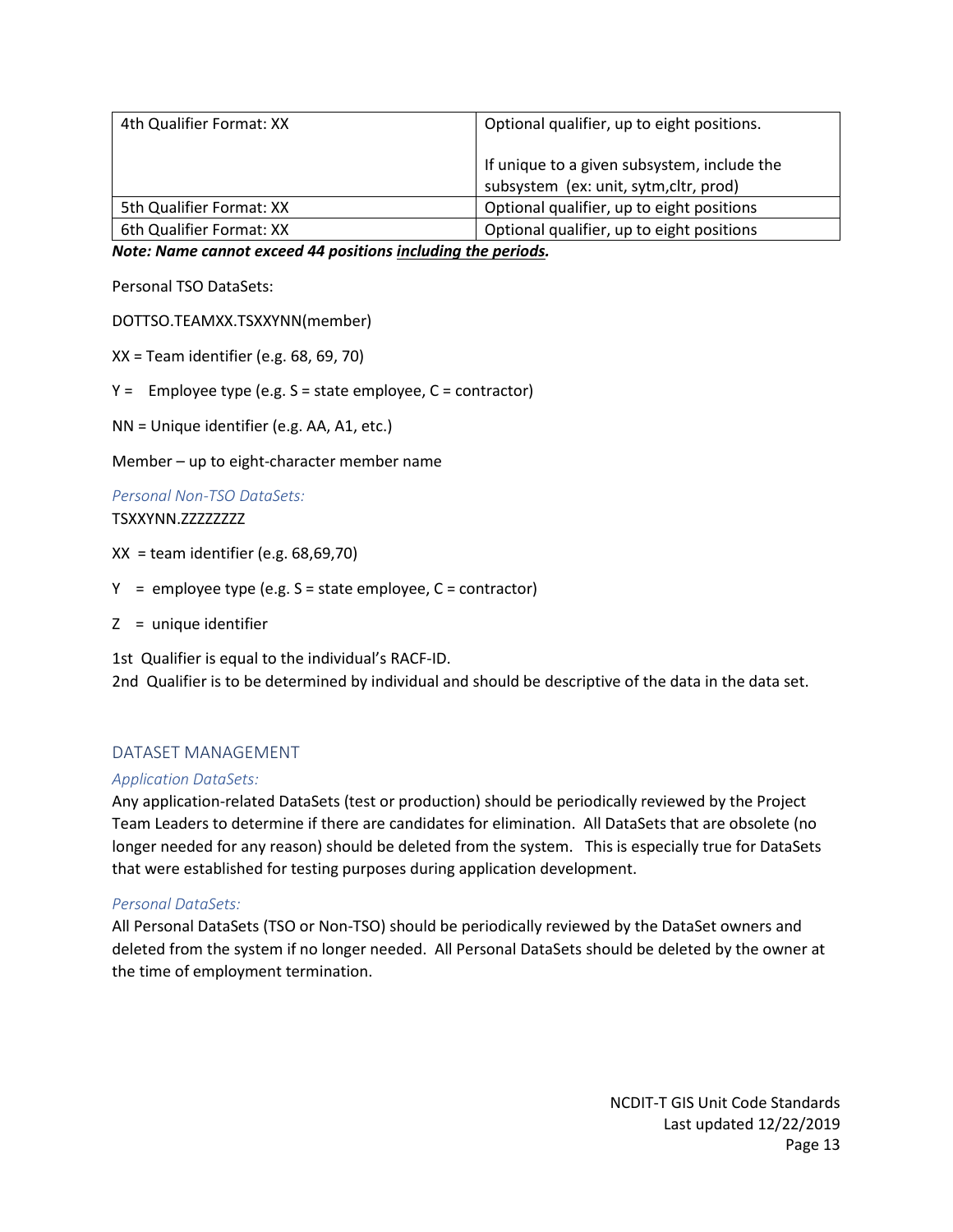| 4th Qualifier Format: XX | Optional qualifier, up to eight positions.<br><br>If unique to a given subsystem, include the subsystem (ex: unit, sytm,cltr, prod) |
| --- | --- |
| 5th Qualifier Format: XX | Optional qualifier, up to eight positions |
| 6th Qualifier Format: XX | Optional qualifier, up to eight positions |

***Note: Name cannot exceed 44 positions <u>including the periods</u>.***

Personal TSO DataSets:

DOTTSO.TEAMXX.TSXXYNN(member)

XX = Team identifier (e.g. 68, 69, 70)

Y = Employee type (e.g. S = state employee, C = contractor)

NN = Unique identifier (e.g. AA, A1, etc.)

Member – up to eight-character member name

*Personal Non-TSO DataSets:*

TSXXYNN.ZZZZZZZZ

XX = team identifier (e.g. 68,69,70)

Y = employee type (e.g. S = state employee, C = contractor)

Z = unique identifier

1st Qualifier is equal to the individual's RACF-ID.
2nd Qualifier is to be determined by individual and should be descriptive of the data in the data set.

## DATASET MANAGEMENT

*Application DataSets:*

Any application-related DataSets (test or production) should be periodically reviewed by the Project Team Leaders to determine if there are candidates for elimination. All DataSets that are obsolete (no longer needed for any reason) should be deleted from the system. This is especially true for DataSets that were established for testing purposes during application development.

*Personal DataSets:*

All Personal DataSets (TSO or Non-TSO) should be periodically reviewed by the DataSet owners and deleted from the system if no longer needed. All Personal DataSets should be deleted by the owner at the time of employment termination.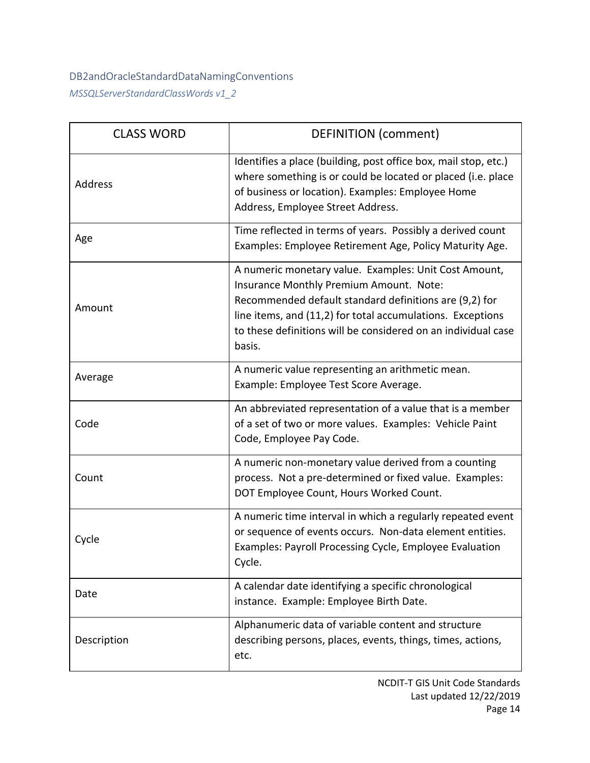### DB2andOracleStandardDataNamingConventions

*MSSQLServerStandardClassWords v1_2*

| CLASS WORD | DEFINITION (comment) |
|---|---|
| Address | Identifies a place (building, post office box, mail stop, etc.) where something is or could be located or placed (i.e. place of business or location). Examples: Employee Home Address, Employee Street Address. |
| Age | Time reflected in terms of years. Possibly a derived count Examples: Employee Retirement Age, Policy Maturity Age. |
| Amount | A numeric monetary value. Examples: Unit Cost Amount, Insurance Monthly Premium Amount. Note: Recommended default standard definitions are (9,2) for line items, and (11,2) for total accumulations. Exceptions to these definitions will be considered on an individual case basis. |
| Average | A numeric value representing an arithmetic mean. Example: Employee Test Score Average. |
| Code | An abbreviated representation of a value that is a member of a set of two or more values. Examples: Vehicle Paint Code, Employee Pay Code. |
| Count | A numeric non-monetary value derived from a counting process. Not a pre-determined or fixed value. Examples: DOT Employee Count, Hours Worked Count. |
| Cycle | A numeric time interval in which a regularly repeated event or sequence of events occurs. Non-data element entities. Examples: Payroll Processing Cycle, Employee Evaluation Cycle. |
| Date | A calendar date identifying a specific chronological instance. Example: Employee Birth Date. |
| Description | Alphanumeric data of variable content and structure describing persons, places, events, things, times, actions, etc. |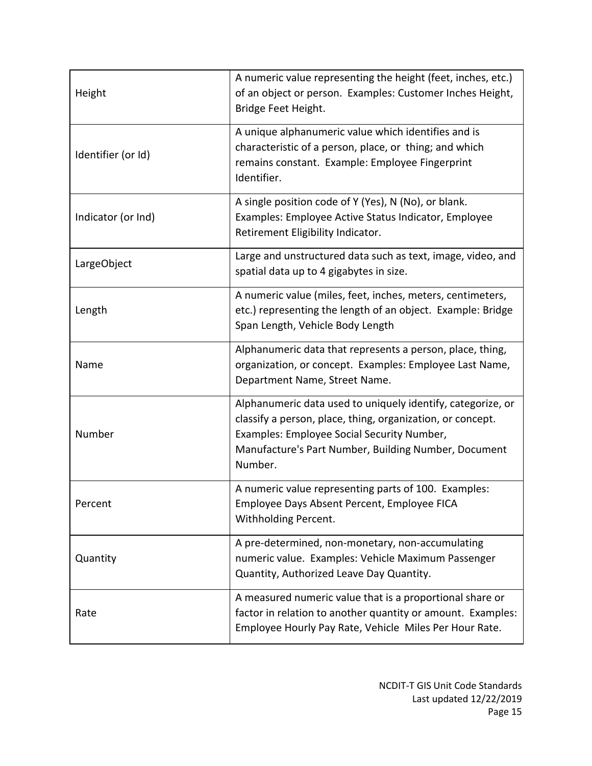| | |
|---|---|
| Height | A numeric value representing the height (feet, inches, etc.) of an object or person. Examples: Customer Inches Height, Bridge Feet Height. |
| Identifier (or Id) | A unique alphanumeric value which identifies and is characteristic of a person, place, or thing; and which remains constant. Example: Employee Fingerprint Identifier. |
| Indicator (or Ind) | A single position code of Y (Yes), N (No), or blank. Examples: Employee Active Status Indicator, Employee Retirement Eligibility Indicator. |
| LargeObject | Large and unstructured data such as text, image, video, and spatial data up to 4 gigabytes in size. |
| Length | A numeric value (miles, feet, inches, meters, centimeters, etc.) representing the length of an object. Example: Bridge Span Length, Vehicle Body Length |
| Name | Alphanumeric data that represents a person, place, thing, organization, or concept. Examples: Employee Last Name, Department Name, Street Name. |
| Number | Alphanumeric data used to uniquely identify, categorize, or classify a person, place, thing, organization, or concept. Examples: Employee Social Security Number, Manufacture's Part Number, Building Number, Document Number. |
| Percent | A numeric value representing parts of 100. Examples: Employee Days Absent Percent, Employee FICA Withholding Percent. |
| Quantity | A pre-determined, non-monetary, non-accumulating numeric value. Examples: Vehicle Maximum Passenger Quantity, Authorized Leave Day Quantity. |
| Rate | A measured numeric value that is a proportional share or factor in relation to another quantity or amount. Examples: Employee Hourly Pay Rate, Vehicle Miles Per Hour Rate. |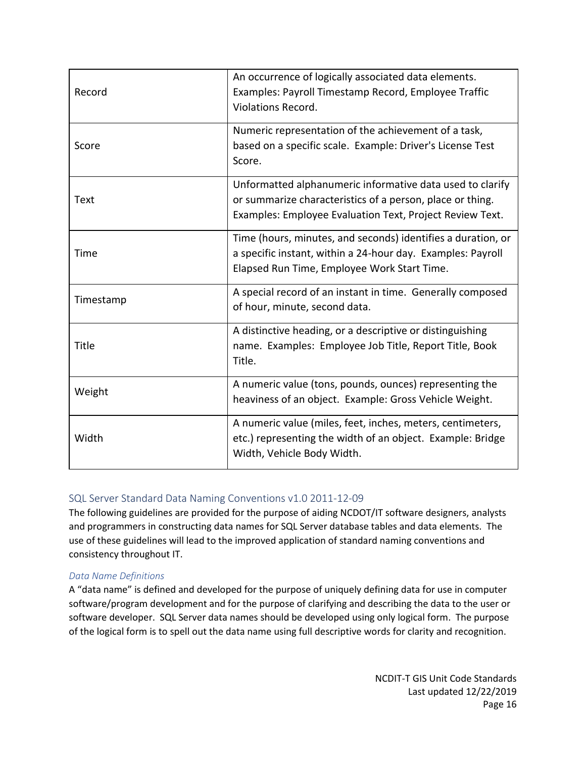| | |
|---|---|
| Record | An occurrence of logically associated data elements. Examples: Payroll Timestamp Record, Employee Traffic Violations Record. |
| Score | Numeric representation of the achievement of a task, based on a specific scale. Example: Driver's License Test Score. |
| Text | Unformatted alphanumeric informative data used to clarify or summarize characteristics of a person, place or thing. Examples: Employee Evaluation Text, Project Review Text. |
| Time | Time (hours, minutes, and seconds) identifies a duration, or a specific instant, within a 24-hour day. Examples: Payroll Elapsed Run Time, Employee Work Start Time. |
| Timestamp | A special record of an instant in time. Generally composed of hour, minute, second data. |
| Title | A distinctive heading, or a descriptive or distinguishing name. Examples: Employee Job Title, Report Title, Book Title. |
| Weight | A numeric value (tons, pounds, ounces) representing the heaviness of an object. Example: Gross Vehicle Weight. |
| Width | A numeric value (miles, feet, inches, meters, centimeters, etc.) representing the width of an object. Example: Bridge Width, Vehicle Body Width. |

## SQL Server Standard Data Naming Conventions v1.0 2011-12-09

The following guidelines are provided for the purpose of aiding NCDOT/IT software designers, analysts and programmers in constructing data names for SQL Server database tables and data elements. The use of these guidelines will lead to the improved application of standard naming conventions and consistency throughout IT.

### *Data Name Definitions*

A "data name" is defined and developed for the purpose of uniquely defining data for use in computer software/program development and for the purpose of clarifying and describing the data to the user or software developer. SQL Server data names should be developed using only logical form. The purpose of the logical form is to spell out the data name using full descriptive words for clarity and recognition.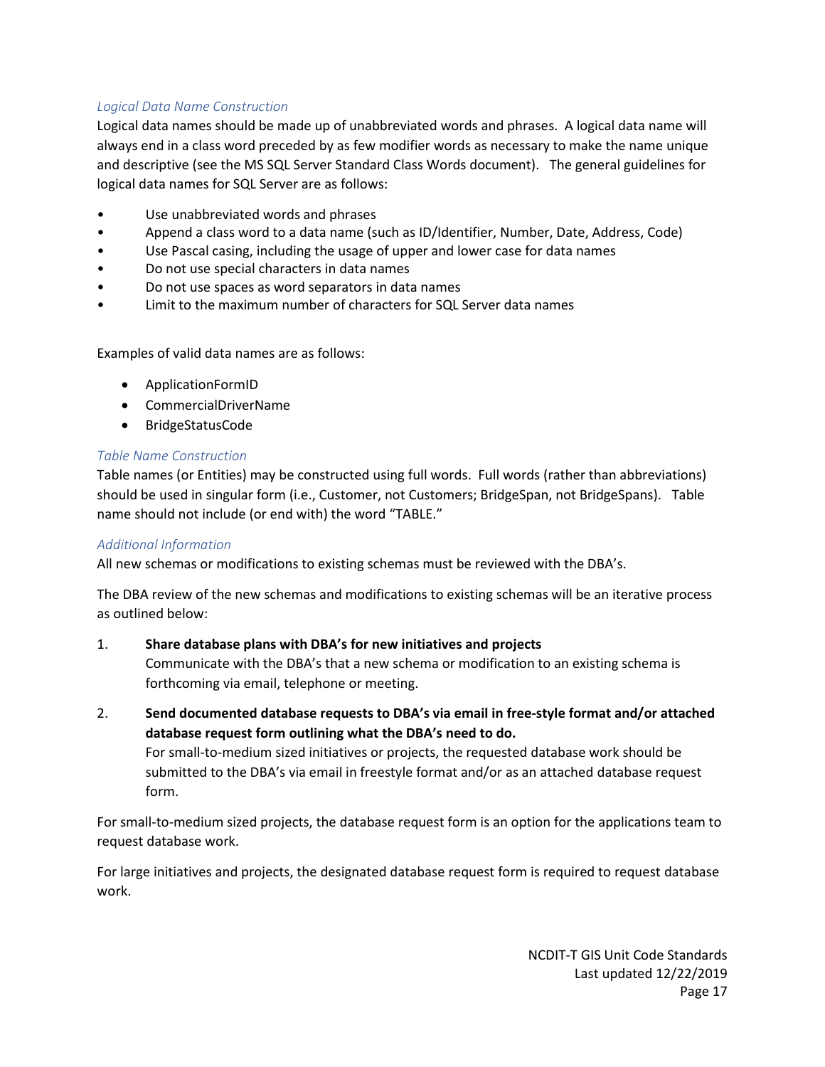### *Logical Data Name Construction*

Logical data names should be made up of unabbreviated words and phrases. A logical data name will always end in a class word preceded by as few modifier words as necessary to make the name unique and descriptive (see the MS SQL Server Standard Class Words document). The general guidelines for logical data names for SQL Server are as follows:

- Use unabbreviated words and phrases
- Append a class word to a data name (such as ID/Identifier, Number, Date, Address, Code)
- Use Pascal casing, including the usage of upper and lower case for data names
- Do not use special characters in data names
- Do not use spaces as word separators in data names
- Limit to the maximum number of characters for SQL Server data names

Examples of valid data names are as follows:

- ApplicationFormID
- CommercialDriverName
- BridgeStatusCode

### *Table Name Construction*

Table names (or Entities) may be constructed using full words. Full words (rather than abbreviations) should be used in singular form (i.e., Customer, not Customers; BridgeSpan, not BridgeSpans). Table name should not include (or end with) the word "TABLE."

### *Additional Information*

All new schemas or modifications to existing schemas must be reviewed with the DBA's.

The DBA review of the new schemas and modifications to existing schemas will be an iterative process as outlined below:

1. **Share database plans with DBA's for new initiatives and projects**
   Communicate with the DBA's that a new schema or modification to an existing schema is forthcoming via email, telephone or meeting.

2. **Send documented database requests to DBA's via email in free-style format and/or attached database request form outlining what the DBA's need to do.**
   For small-to-medium sized initiatives or projects, the requested database work should be submitted to the DBA's via email in freestyle format and/or as an attached database request form.

For small-to-medium sized projects, the database request form is an option for the applications team to request database work.

For large initiatives and projects, the designated database request form is required to request database work.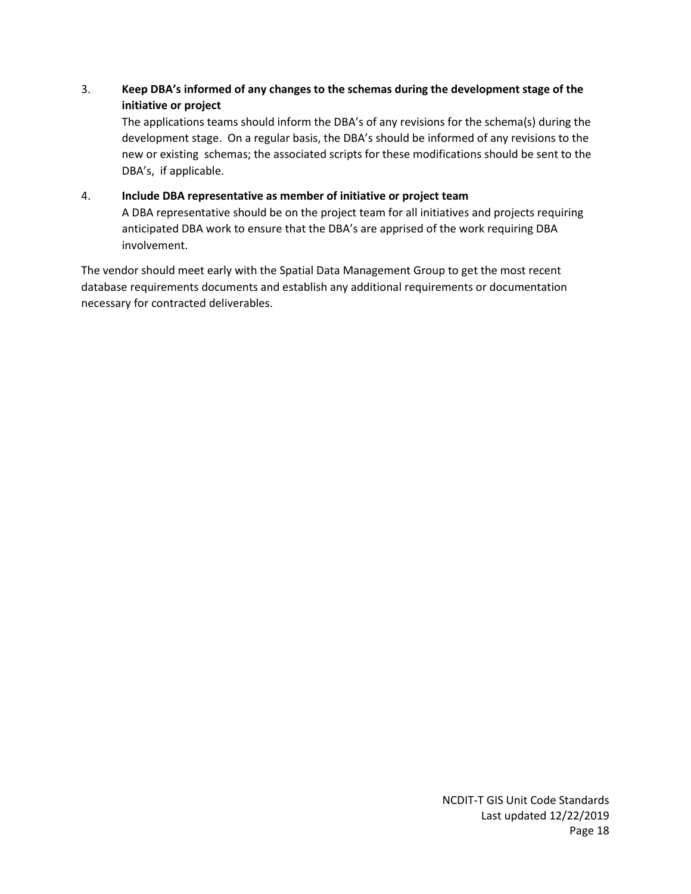3. **Keep DBA's informed of any changes to the schemas during the development stage of the initiative or project**

   The applications teams should inform the DBA's of any revisions for the schema(s) during the development stage. On a regular basis, the DBA's should be informed of any revisions to the new or existing schemas; the associated scripts for these modifications should be sent to the DBA's, if applicable.

4. **Include DBA representative as member of initiative or project team**

   A DBA representative should be on the project team for all initiatives and projects requiring anticipated DBA work to ensure that the DBA's are apprised of the work requiring DBA involvement.

The vendor should meet early with the Spatial Data Management Group to get the most recent database requirements documents and establish any additional requirements or documentation necessary for contracted deliverables.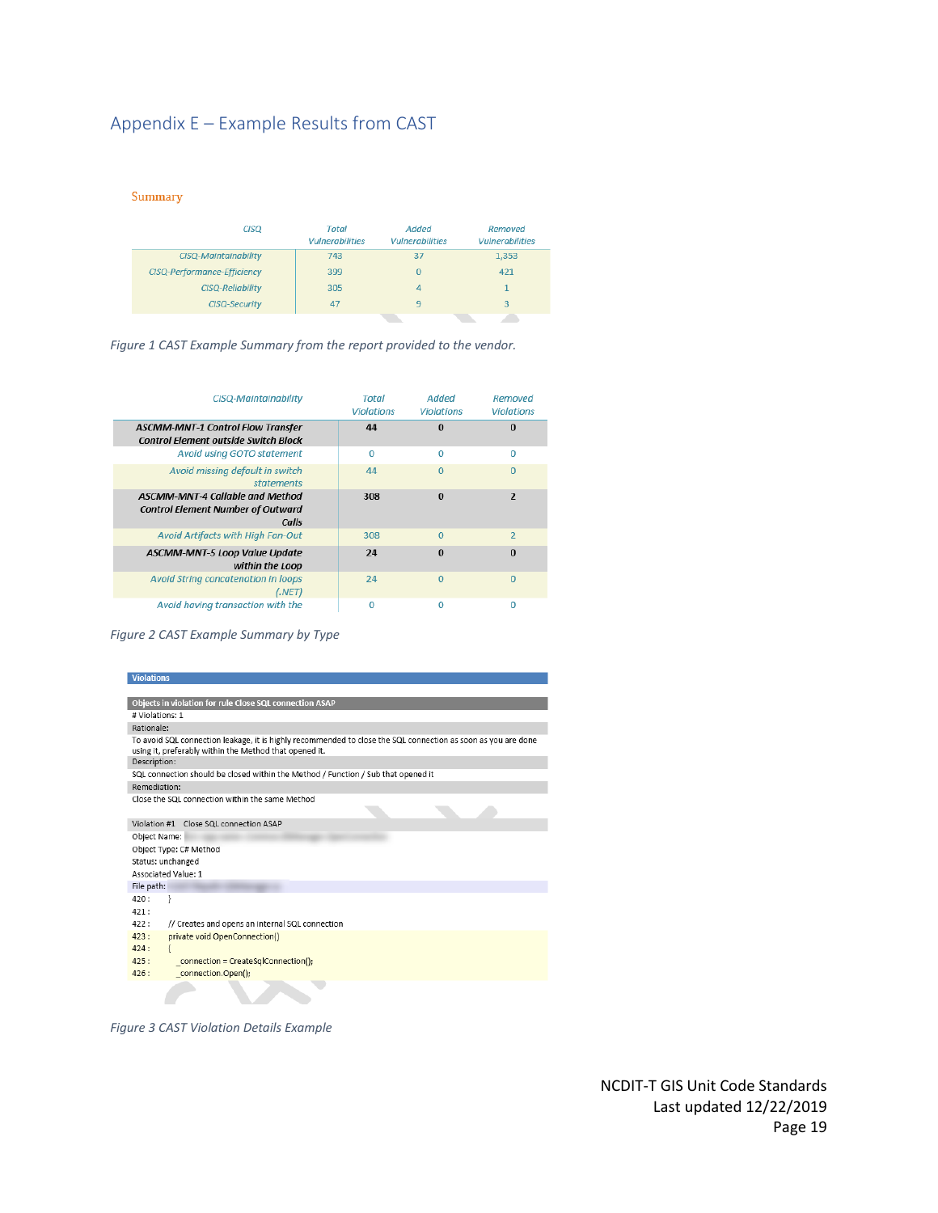# Appendix E – Example Results from CAST

Summary

| CISQ | Total Vulnerabilities | Added Vulnerabilities | Removed Vulnerabilities |
|---|---|---|---|
| CISQ-Maintainability | 743 | 37 | 1,353 |
| CISQ-Performance-Efficiency | 399 | 0 | 421 |
| CISQ-Reliability | 305 | 4 | 1 |
| CISQ-Security | 47 | 9 | 3 |

*Figure 1 CAST Example Summary from the report provided to the vendor.*

| CISQ-Maintainability | Total Violations | Added Violations | Removed Violations |
|---|---|---|---|
| **ASCMM-MNT-1 Control Flow Transfer Control Element outside Switch Block** | **44** | **0** | **0** |
| Avoid using GOTO statement | 0 | 0 | 0 |
| Avoid missing default in switch statements | 44 | 0 | 0 |
| **ASCMM-MNT-4 Callable and Method Control Element Number of Outward Calls** | **308** | **0** | **2** |
| Avoid Artifacts with High Fan-Out | 308 | 0 | 2 |
| **ASCMM-MNT-5 Loop Value Update within the Loop** | **24** | **0** | **0** |
| Avoid String concatenation in loops (.NET) | 24 | 0 | 0 |
| Avoid having transaction with the | 0 | 0 | 0 |

*Figure 2 CAST Example Summary by Type*

**Violations**

**Objects in violation for rule Close SQL connection ASAP**

# Violations: 1

Rationale:

To avoid SQL connection leakage, it is highly recommended to close the SQL connection as soon as you are done using it, preferably within the Method that opened it.

Description:

SQL connection should be closed within the Method / Function / Sub that opened it

Remediation:

Close the SQL connection within the same Method

Violation #1 Close SQL connection ASAP

Object Name:

Object Type: C# Method

Status: unchanged

Associated Value: 1

File path:

```
420 :     }
421 :
422 :     // Creates and opens an internal SQL connection
423 :     private void OpenConnection()
424 :     {
425 :         _connection = CreateSqlConnection();
426 :         _connection.Open();
```

*Figure 3 CAST Violation Details Example*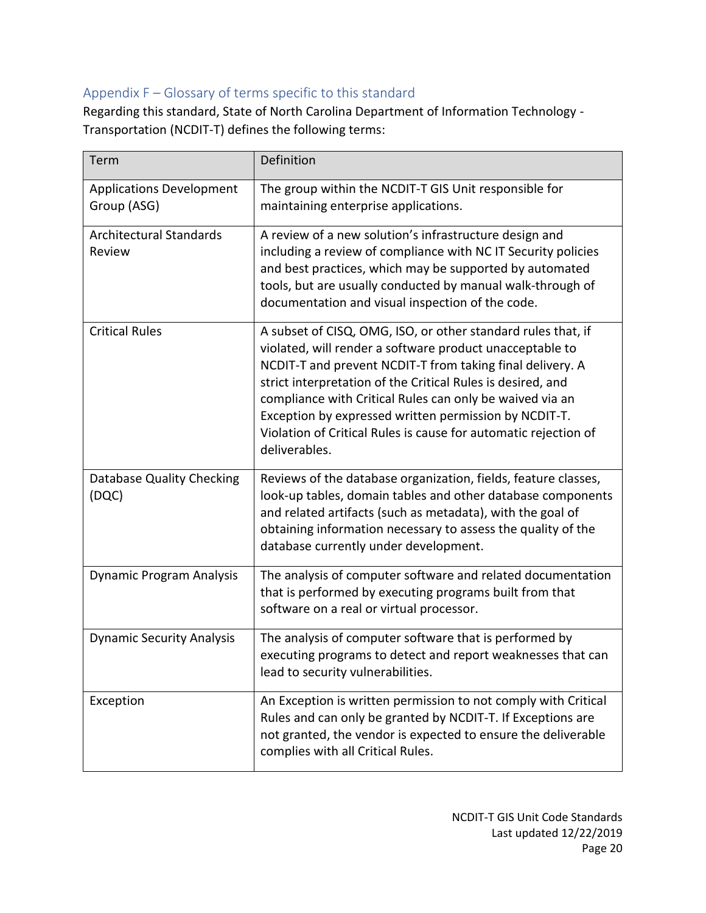## Appendix F – Glossary of terms specific to this standard

Regarding this standard, State of North Carolina Department of Information Technology - Transportation (NCDIT-T) defines the following terms:

| Term | Definition |
|---|---|
| Applications Development Group (ASG) | The group within the NCDIT-T GIS Unit responsible for maintaining enterprise applications. |
| Architectural Standards Review | A review of a new solution's infrastructure design and including a review of compliance with NC IT Security policies and best practices, which may be supported by automated tools, but are usually conducted by manual walk-through of documentation and visual inspection of the code. |
| Critical Rules | A subset of CISQ, OMG, ISO, or other standard rules that, if violated, will render a software product unacceptable to NCDIT-T and prevent NCDIT-T from taking final delivery. A strict interpretation of the Critical Rules is desired, and compliance with Critical Rules can only be waived via an Exception by expressed written permission by NCDIT-T. Violation of Critical Rules is cause for automatic rejection of deliverables. |
| Database Quality Checking (DQC) | Reviews of the database organization, fields, feature classes, look-up tables, domain tables and other database components and related artifacts (such as metadata), with the goal of obtaining information necessary to assess the quality of the database currently under development. |
| Dynamic Program Analysis | The analysis of computer software and related documentation that is performed by executing programs built from that software on a real or virtual processor. |
| Dynamic Security Analysis | The analysis of computer software that is performed by executing programs to detect and report weaknesses that can lead to security vulnerabilities. |
| Exception | An Exception is written permission to not comply with Critical Rules and can only be granted by NCDIT-T. If Exceptions are not granted, the vendor is expected to ensure the deliverable complies with all Critical Rules. |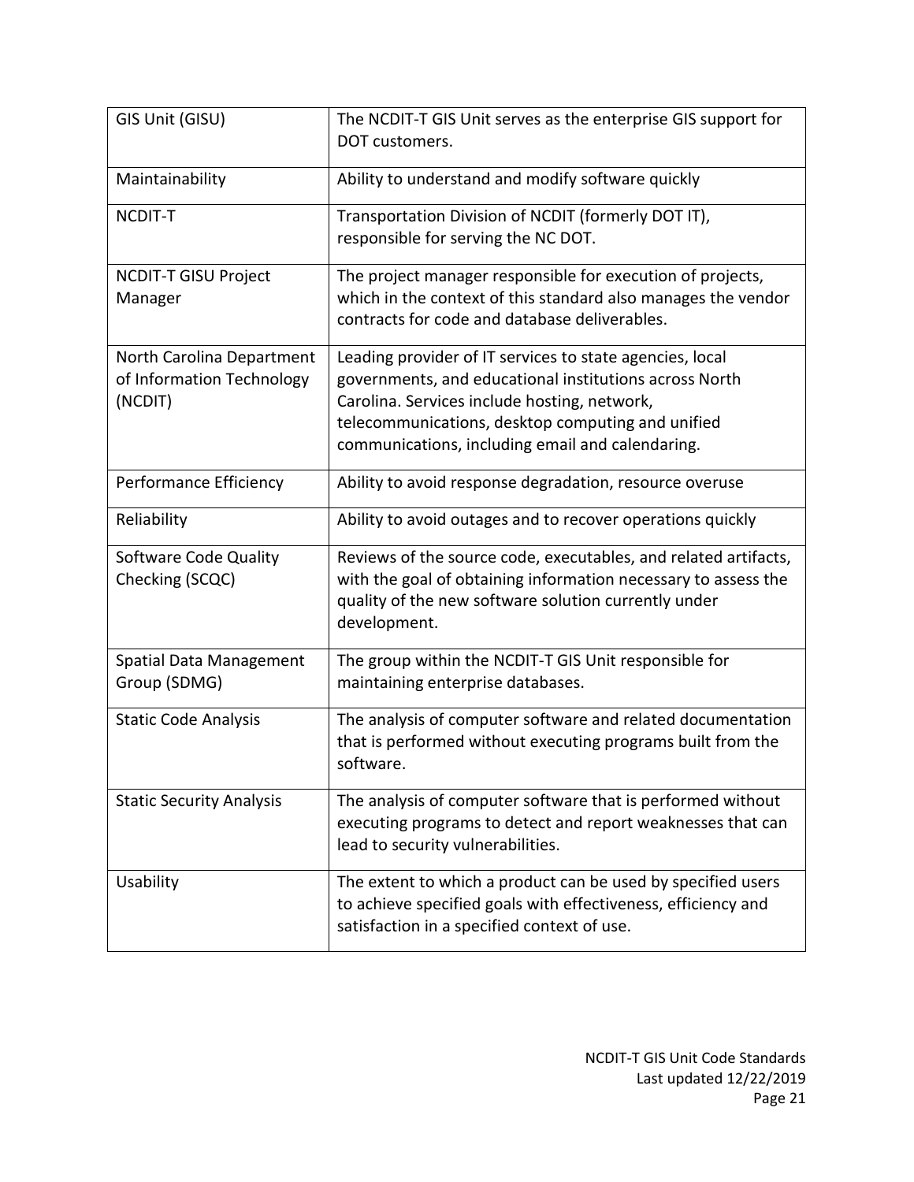| | |
|---|---|
| GIS Unit (GISU) | The NCDIT-T GIS Unit serves as the enterprise GIS support for DOT customers. |
| Maintainability | Ability to understand and modify software quickly |
| NCDIT-T | Transportation Division of NCDIT (formerly DOT IT), responsible for serving the NC DOT. |
| NCDIT-T GISU Project Manager | The project manager responsible for execution of projects, which in the context of this standard also manages the vendor contracts for code and database deliverables. |
| North Carolina Department of Information Technology (NCDIT) | Leading provider of IT services to state agencies, local governments, and educational institutions across North Carolina. Services include hosting, network, telecommunications, desktop computing and unified communications, including email and calendaring. |
| Performance Efficiency | Ability to avoid response degradation, resource overuse |
| Reliability | Ability to avoid outages and to recover operations quickly |
| Software Code Quality Checking (SCQC) | Reviews of the source code, executables, and related artifacts, with the goal of obtaining information necessary to assess the quality of the new software solution currently under development. |
| Spatial Data Management Group (SDMG) | The group within the NCDIT-T GIS Unit responsible for maintaining enterprise databases. |
| Static Code Analysis | The analysis of computer software and related documentation that is performed without executing programs built from the software. |
| Static Security Analysis | The analysis of computer software that is performed without executing programs to detect and report weaknesses that can lead to security vulnerabilities. |
| Usability | The extent to which a product can be used by specified users to achieve specified goals with effectiveness, efficiency and satisfaction in a specified context of use. |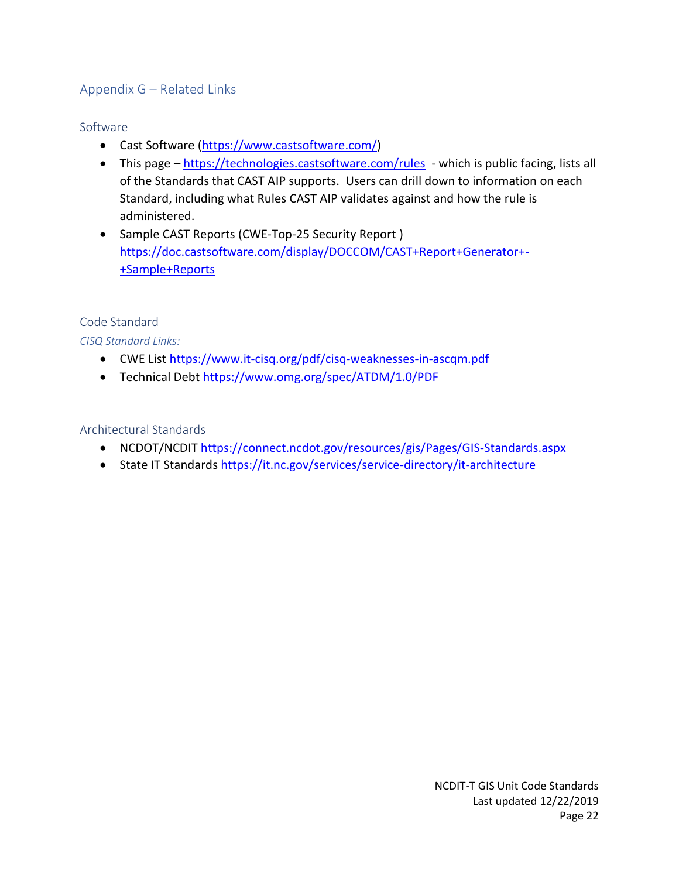## Appendix G – Related Links

### Software

- Cast Software (https://www.castsoftware.com/)
- This page – https://technologies.castsoftware.com/rules - which is public facing, lists all of the Standards that CAST AIP supports. Users can drill down to information on each Standard, including what Rules CAST AIP validates against and how the rule is administered.
- Sample CAST Reports (CWE-Top-25 Security Report ) https://doc.castsoftware.com/display/DOCCOM/CAST+Report+Generator+-+Sample+Reports

### Code Standard

*CISQ Standard Links:*

- CWE List https://www.it-cisq.org/pdf/cisq-weaknesses-in-ascqm.pdf
- Technical Debt https://www.omg.org/spec/ATDM/1.0/PDF

### Architectural Standards

- NCDOT/NCDIT https://connect.ncdot.gov/resources/gis/Pages/GIS-Standards.aspx
- State IT Standards https://it.nc.gov/services/service-directory/it-architecture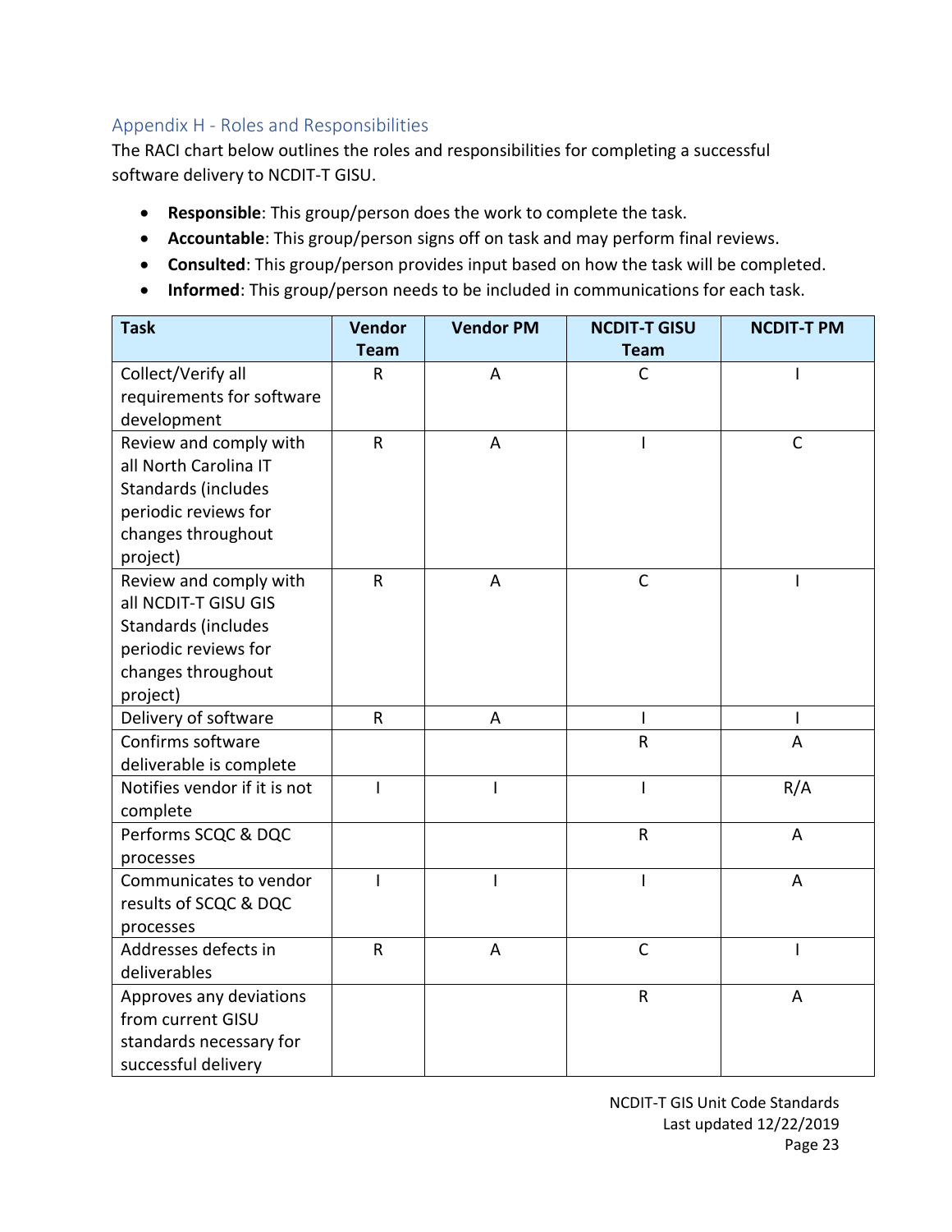## Appendix H - Roles and Responsibilities

The RACI chart below outlines the roles and responsibilities for completing a successful software delivery to NCDIT-T GISU.

- **Responsible**: This group/person does the work to complete the task.
- **Accountable**: This group/person signs off on task and may perform final reviews.
- **Consulted**: This group/person provides input based on how the task will be completed.
- **Informed**: This group/person needs to be included in communications for each task.

| Task | Vendor Team | Vendor PM | NCDIT-T GISU Team | NCDIT-T PM |
|---|---|---|---|---|
| Collect/Verify all requirements for software development | R | A | C | I |
| Review and comply with all North Carolina IT Standards (includes periodic reviews for changes throughout project) | R | A | I | C |
| Review and comply with all NCDIT-T GISU GIS Standards (includes periodic reviews for changes throughout project) | R | A | C | I |
| Delivery of software | R | A | I | I |
| Confirms software deliverable is complete | | | R | A |
| Notifies vendor if it is not complete | I | I | I | R/A |
| Performs SCQC & DQC processes | | | R | A |
| Communicates to vendor results of SCQC & DQC processes | I | I | I | A |
| Addresses defects in deliverables | R | A | C | I |
| Approves any deviations from current GISU standards necessary for successful delivery | | | R | A |